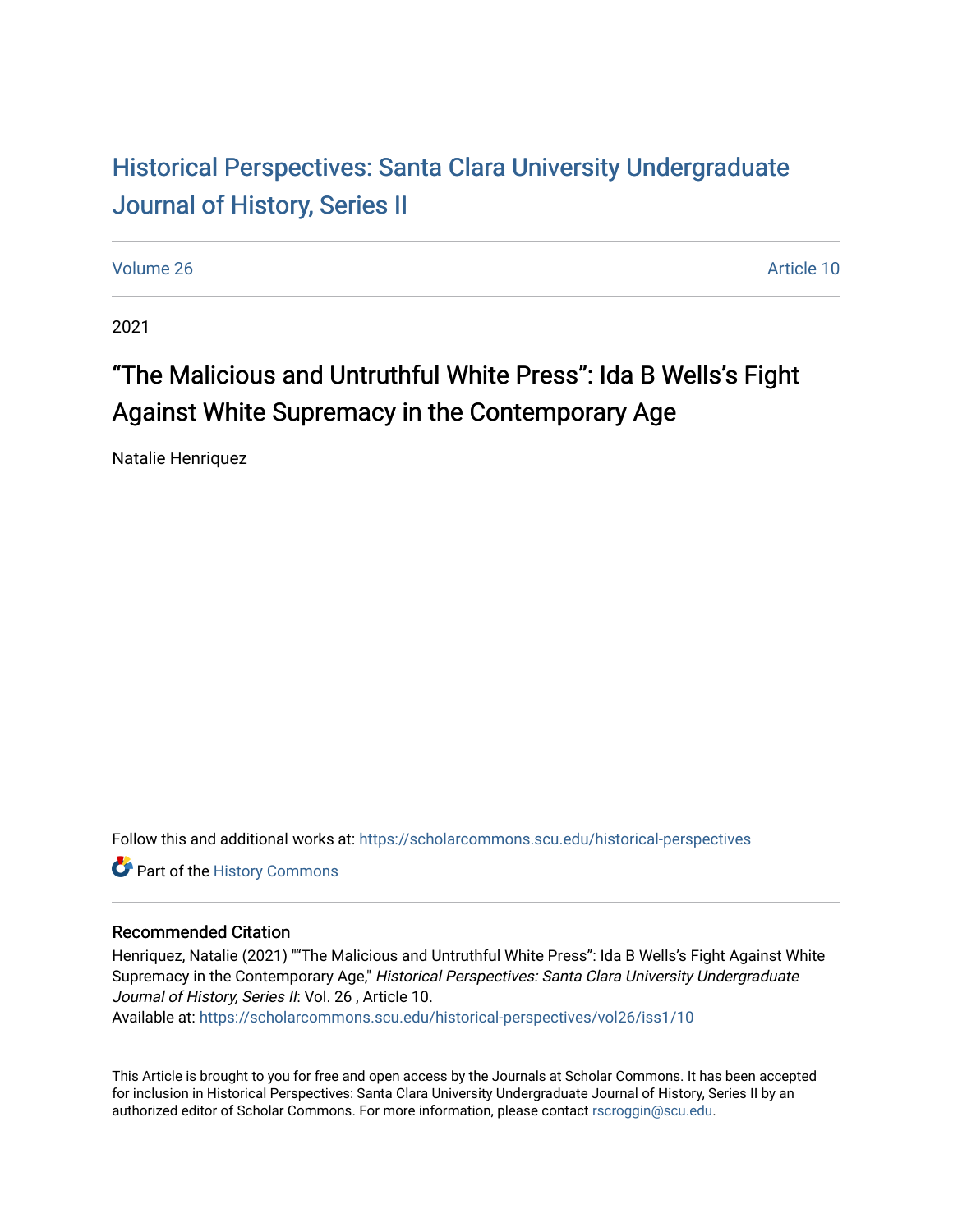# Historical Perspectives: Santa Clara University Undergraduate Journal of History, Series II

Volume 26 Article 10

2021

## "The Malicious and Untruthful White Press": Ida B Wells's Fight Against White Supremacy in the Contemporary Age

Natalie Henriquez

Follow this and additional works at: https://scholarcommons.scu.edu/historical-perspectives

Part of the History Commons

### Recommended Citation

Henriquez, Natalie (2021) ""The Malicious and Untruthful White Press": Ida B Wells's Fight Against White Supremacy in the Contemporary Age," *Historical Perspectives: Santa Clara University Undergraduate Journal of History, Series II*: Vol. 26 , Article 10.
Available at: https://scholarcommons.scu.edu/historical-perspectives/vol26/iss1/10

This Article is brought to you for free and open access by the Journals at Scholar Commons. It has been accepted for inclusion in Historical Perspectives: Santa Clara University Undergraduate Journal of History, Series II by an authorized editor of Scholar Commons. For more information, please contact rscroggin@scu.edu.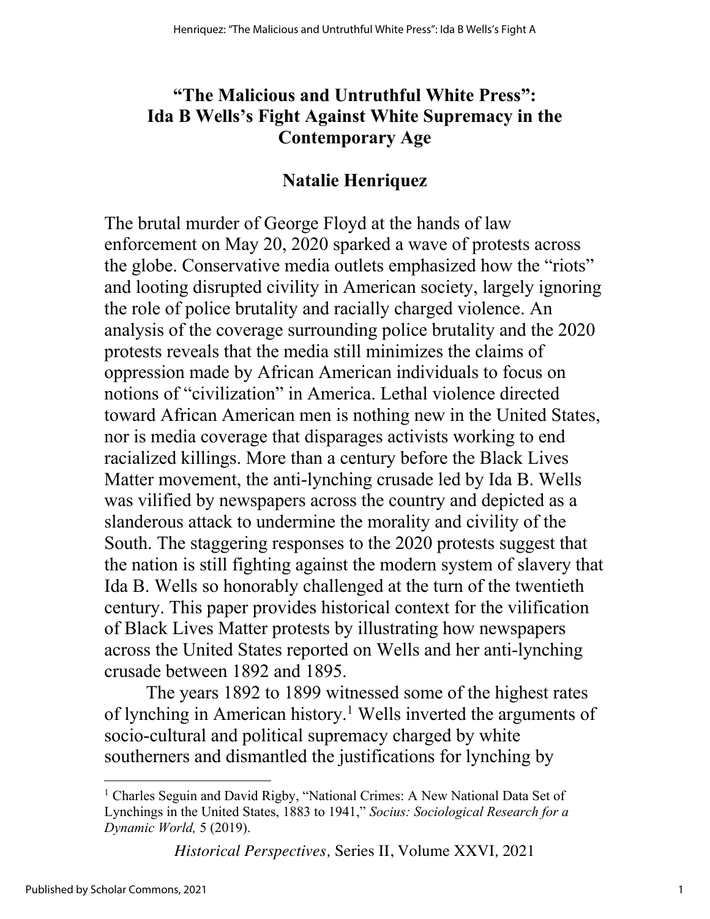# "The Malicious and Untruthful White Press": Ida B Wells's Fight Against White Supremacy in the Contemporary Age

## Natalie Henriquez

The brutal murder of George Floyd at the hands of law enforcement on May 20, 2020 sparked a wave of protests across the globe. Conservative media outlets emphasized how the "riots" and looting disrupted civility in American society, largely ignoring the role of police brutality and racially charged violence. An analysis of the coverage surrounding police brutality and the 2020 protests reveals that the media still minimizes the claims of oppression made by African American individuals to focus on notions of "civilization" in America. Lethal violence directed toward African American men is nothing new in the United States, nor is media coverage that disparages activists working to end racialized killings. More than a century before the Black Lives Matter movement, the anti-lynching crusade led by Ida B. Wells was vilified by newspapers across the country and depicted as a slanderous attack to undermine the morality and civility of the South. The staggering responses to the 2020 protests suggest that the nation is still fighting against the modern system of slavery that Ida B. Wells so honorably challenged at the turn of the twentieth century. This paper provides historical context for the vilification of Black Lives Matter protests by illustrating how newspapers across the United States reported on Wells and her anti-lynching crusade between 1892 and 1895.

The years 1892 to 1899 witnessed some of the highest rates of lynching in American history.[1] Wells inverted the arguments of socio-cultural and political supremacy charged by white southerners and dismantled the justifications for lynching by

[1] Charles Seguin and David Rigby, "National Crimes: A New National Data Set of Lynchings in the United States, 1883 to 1941," *Socius: Sociological Research for a Dynamic World,* 5 (2019).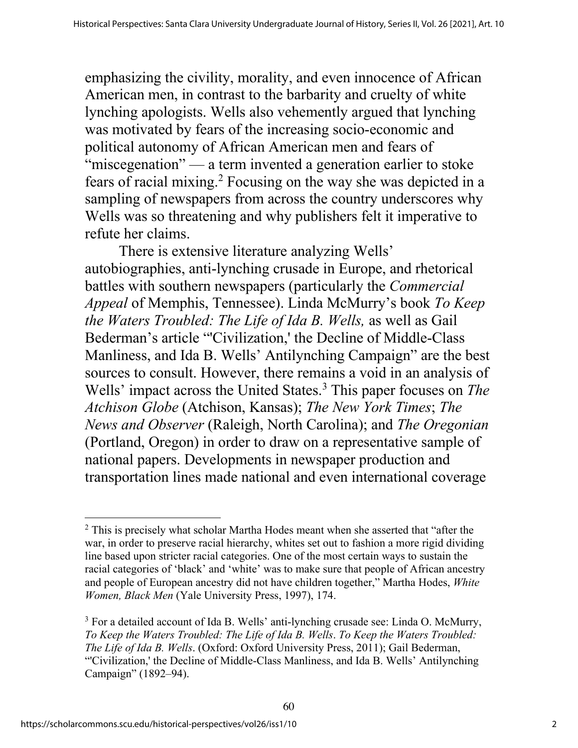emphasizing the civility, morality, and even innocence of African American men, in contrast to the barbarity and cruelty of white lynching apologists. Wells also vehemently argued that lynching was motivated by fears of the increasing socio-economic and political autonomy of African American men and fears of "miscegenation" — a term invented a generation earlier to stoke fears of racial mixing.[2] Focusing on the way she was depicted in a sampling of newspapers from across the country underscores why Wells was so threatening and why publishers felt it imperative to refute her claims.

There is extensive literature analyzing Wells' autobiographies, anti-lynching crusade in Europe, and rhetorical battles with southern newspapers (particularly the *Commercial Appeal* of Memphis, Tennessee). Linda McMurry's book *To Keep the Waters Troubled: The Life of Ida B. Wells,* as well as Gail Bederman's article "'Civilization,' the Decline of Middle-Class Manliness, and Ida B. Wells' Antilynching Campaign" are the best sources to consult. However, there remains a void in an analysis of Wells' impact across the United States.[3] This paper focuses on *The Atchison Globe* (Atchison, Kansas); *The New York Times*; *The News and Observer* (Raleigh, North Carolina); and *The Oregonian* (Portland, Oregon) in order to draw on a representative sample of national papers. Developments in newspaper production and transportation lines made national and even international coverage

---

[2] This is precisely what scholar Martha Hodes meant when she asserted that "after the war, in order to preserve racial hierarchy, whites set out to fashion a more rigid dividing line based upon stricter racial categories. One of the most certain ways to sustain the racial categories of 'black' and 'white' was to make sure that people of African ancestry and people of European ancestry did not have children together," Martha Hodes, *White Women, Black Men* (Yale University Press, 1997), 174.

[3] For a detailed account of Ida B. Wells' anti-lynching crusade see: Linda O. McMurry, *To Keep the Waters Troubled: The Life of Ida B. Wells*. *To Keep the Waters Troubled: The Life of Ida B. Wells*. (Oxford: Oxford University Press, 2011); Gail Bederman, "'Civilization,' the Decline of Middle-Class Manliness, and Ida B. Wells' Antilynching Campaign" (1892–94).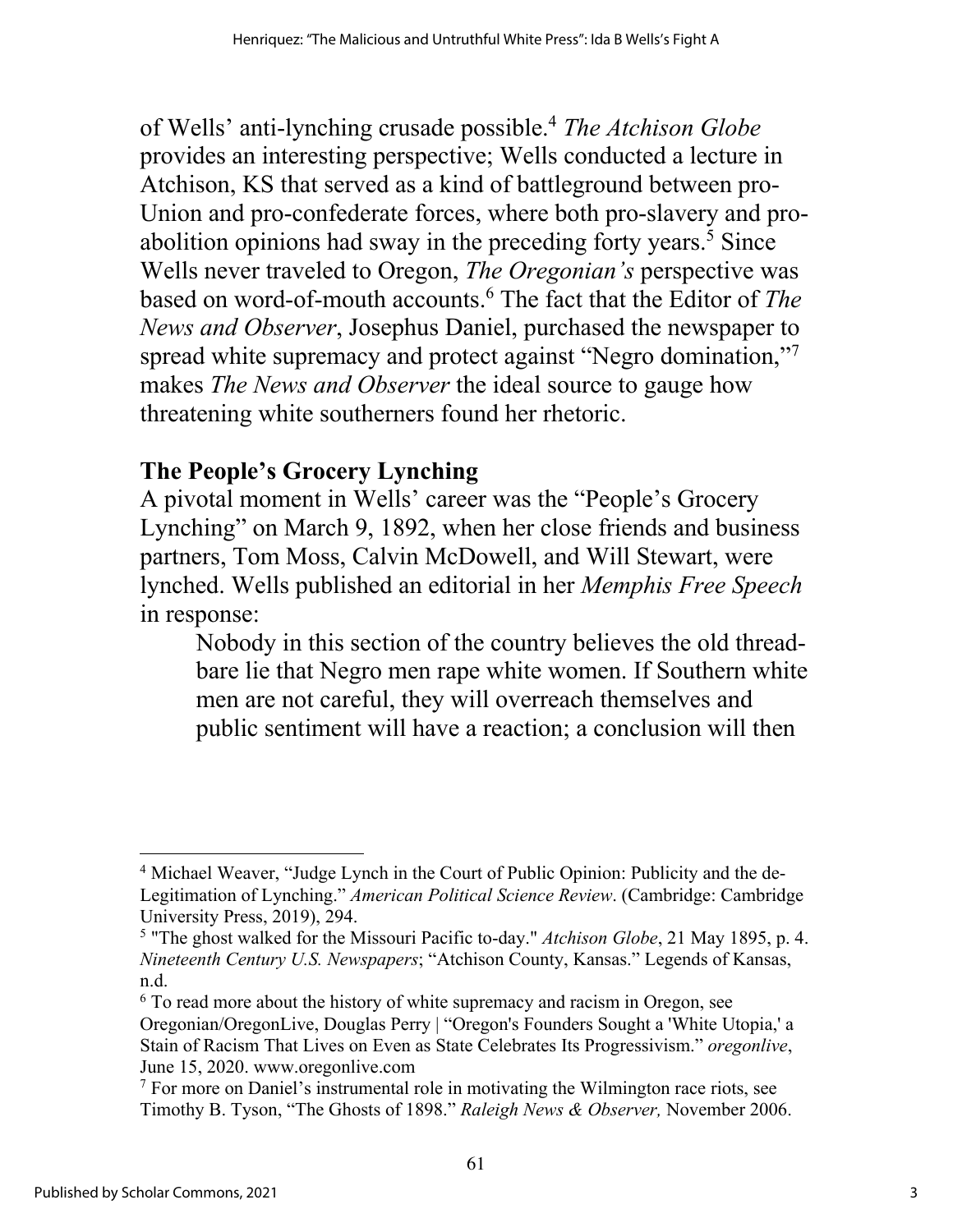of Wells' anti-lynching crusade possible.[4] *The Atchison Globe* provides an interesting perspective; Wells conducted a lecture in Atchison, KS that served as a kind of battleground between pro-Union and pro-confederate forces, where both pro-slavery and pro-abolition opinions had sway in the preceding forty years.[5] Since Wells never traveled to Oregon, *The Oregonian's* perspective was based on word-of-mouth accounts.[6] The fact that the Editor of *The News and Observer*, Josephus Daniel, purchased the newspaper to spread white supremacy and protect against "Negro domination,"[7] makes *The News and Observer* the ideal source to gauge how threatening white southerners found her rhetoric.

## The People's Grocery Lynching

A pivotal moment in Wells' career was the "People's Grocery Lynching" on March 9, 1892, when her close friends and business partners, Tom Moss, Calvin McDowell, and Will Stewart, were lynched. Wells published an editorial in her *Memphis Free Speech* in response:

> Nobody in this section of the country believes the old thread-bare lie that Negro men rape white women. If Southern white men are not careful, they will overreach themselves and public sentiment will have a reaction; a conclusion will then

---

[4] Michael Weaver, "Judge Lynch in the Court of Public Opinion: Publicity and the de-Legitimation of Lynching." *American Political Science Review*. (Cambridge: Cambridge University Press, 2019), 294.

[5] "The ghost walked for the Missouri Pacific to-day." *Atchison Globe*, 21 May 1895, p. 4. *Nineteenth Century U.S. Newspapers*; "Atchison County, Kansas." Legends of Kansas, n.d.

[6] To read more about the history of white supremacy and racism in Oregon, see Oregonian/OregonLive, Douglas Perry | "Oregon's Founders Sought a 'White Utopia,' a Stain of Racism That Lives on Even as State Celebrates Its Progressivism." *oregonlive*, June 15, 2020. www.oregonlive.com

[7] For more on Daniel's instrumental role in motivating the Wilmington race riots, see Timothy B. Tyson, "The Ghosts of 1898." *Raleigh News & Observer,* November 2006.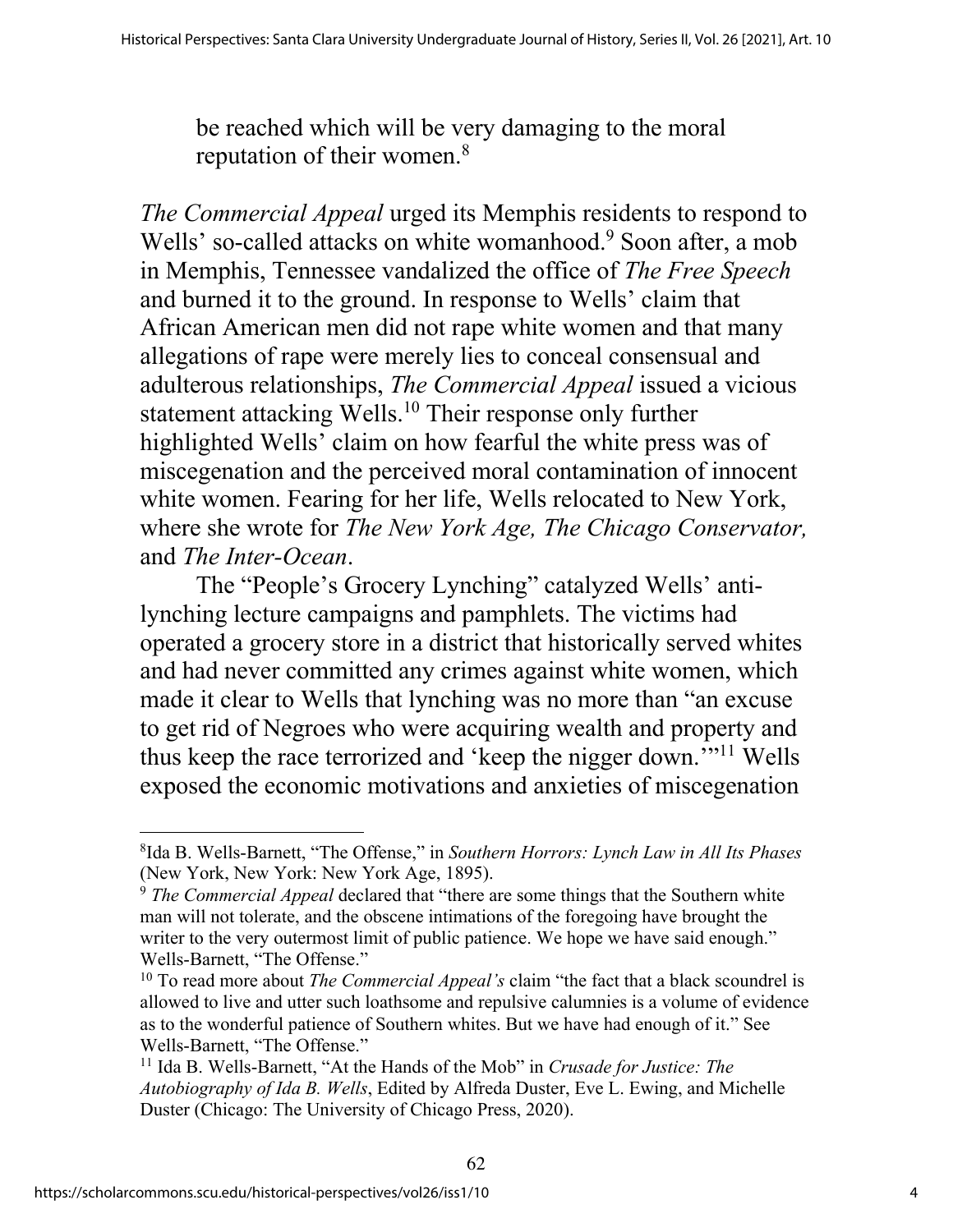be reached which will be very damaging to the moral reputation of their women.[8]

*The Commercial Appeal* urged its Memphis residents to respond to Wells' so-called attacks on white womanhood.[9] Soon after, a mob in Memphis, Tennessee vandalized the office of *The Free Speech* and burned it to the ground. In response to Wells' claim that African American men did not rape white women and that many allegations of rape were merely lies to conceal consensual and adulterous relationships, *The Commercial Appeal* issued a vicious statement attacking Wells.[10] Their response only further highlighted Wells' claim on how fearful the white press was of miscegenation and the perceived moral contamination of innocent white women. Fearing for her life, Wells relocated to New York, where she wrote for *The New York Age, The Chicago Conservator,* and *The Inter-Ocean*.

The "People's Grocery Lynching" catalyzed Wells' anti-lynching lecture campaigns and pamphlets. The victims had operated a grocery store in a district that historically served whites and had never committed any crimes against white women, which made it clear to Wells that lynching was no more than "an excuse to get rid of Negroes who were acquiring wealth and property and thus keep the race terrorized and 'keep the nigger down.'"[11] Wells exposed the economic motivations and anxieties of miscegenation

---

[8] Ida B. Wells-Barnett, "The Offense," in *Southern Horrors: Lynch Law in All Its Phases* (New York, New York: New York Age, 1895).

[9] *The Commercial Appeal* declared that "there are some things that the Southern white man will not tolerate, and the obscene intimations of the foregoing have brought the writer to the very outermost limit of public patience. We hope we have said enough." Wells-Barnett, "The Offense."

[10] To read more about *The Commercial Appeal's* claim "the fact that a black scoundrel is allowed to live and utter such loathsome and repulsive calumnies is a volume of evidence as to the wonderful patience of Southern whites. But we have had enough of it." See Wells-Barnett, "The Offense."

[11] Ida B. Wells-Barnett, "At the Hands of the Mob" in *Crusade for Justice: The Autobiography of Ida B. Wells*, Edited by Alfreda Duster, Eve L. Ewing, and Michelle Duster (Chicago: The University of Chicago Press, 2020).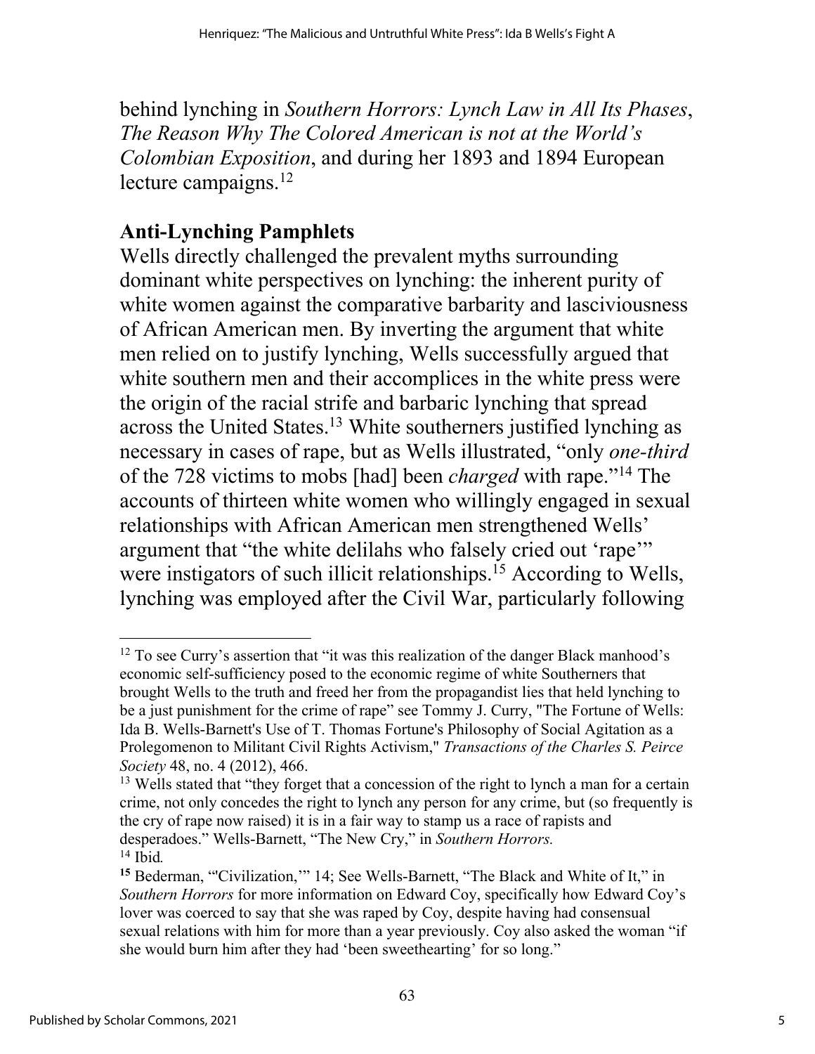behind lynching in *Southern Horrors: Lynch Law in All Its Phases*, *The Reason Why The Colored American is not at the World's Colombian Exposition*, and during her 1893 and 1894 European lecture campaigns.[12]

## Anti-Lynching Pamphlets

Wells directly challenged the prevalent myths surrounding dominant white perspectives on lynching: the inherent purity of white women against the comparative barbarity and lasciviousness of African American men. By inverting the argument that white men relied on to justify lynching, Wells successfully argued that white southern men and their accomplices in the white press were the origin of the racial strife and barbaric lynching that spread across the United States.[13] White southerners justified lynching as necessary in cases of rape, but as Wells illustrated, "only *one-third* of the 728 victims to mobs [had] been *charged* with rape."[14] The accounts of thirteen white women who willingly engaged in sexual relationships with African American men strengthened Wells' argument that "the white delilahs who falsely cried out 'rape'" were instigators of such illicit relationships.[15] According to Wells, lynching was employed after the Civil War, particularly following

---

[12] To see Curry's assertion that "it was this realization of the danger Black manhood's economic self-sufficiency posed to the economic regime of white Southerners that brought Wells to the truth and freed her from the propagandist lies that held lynching to be a just punishment for the crime of rape" see Tommy J. Curry, "The Fortune of Wells: Ida B. Wells-Barnett's Use of T. Thomas Fortune's Philosophy of Social Agitation as a Prolegomenon to Militant Civil Rights Activism," *Transactions of the Charles S. Peirce Society* 48, no. 4 (2012), 466.

[13] Wells stated that "they forget that a concession of the right to lynch a man for a certain crime, not only concedes the right to lynch any person for any crime, but (so frequently is the cry of rape now raised) it is in a fair way to stamp us a race of rapists and desperadoes." Wells-Barnett, "The New Cry," in *Southern Horrors.*

[14] Ibid*.*

**[15]** Bederman, "'Civilization,'" 14; See Wells-Barnett, "The Black and White of It," in *Southern Horrors* for more information on Edward Coy, specifically how Edward Coy's lover was coerced to say that she was raped by Coy, despite having had consensual sexual relations with him for more than a year previously. Coy also asked the woman "if she would burn him after they had 'been sweethearting' for so long."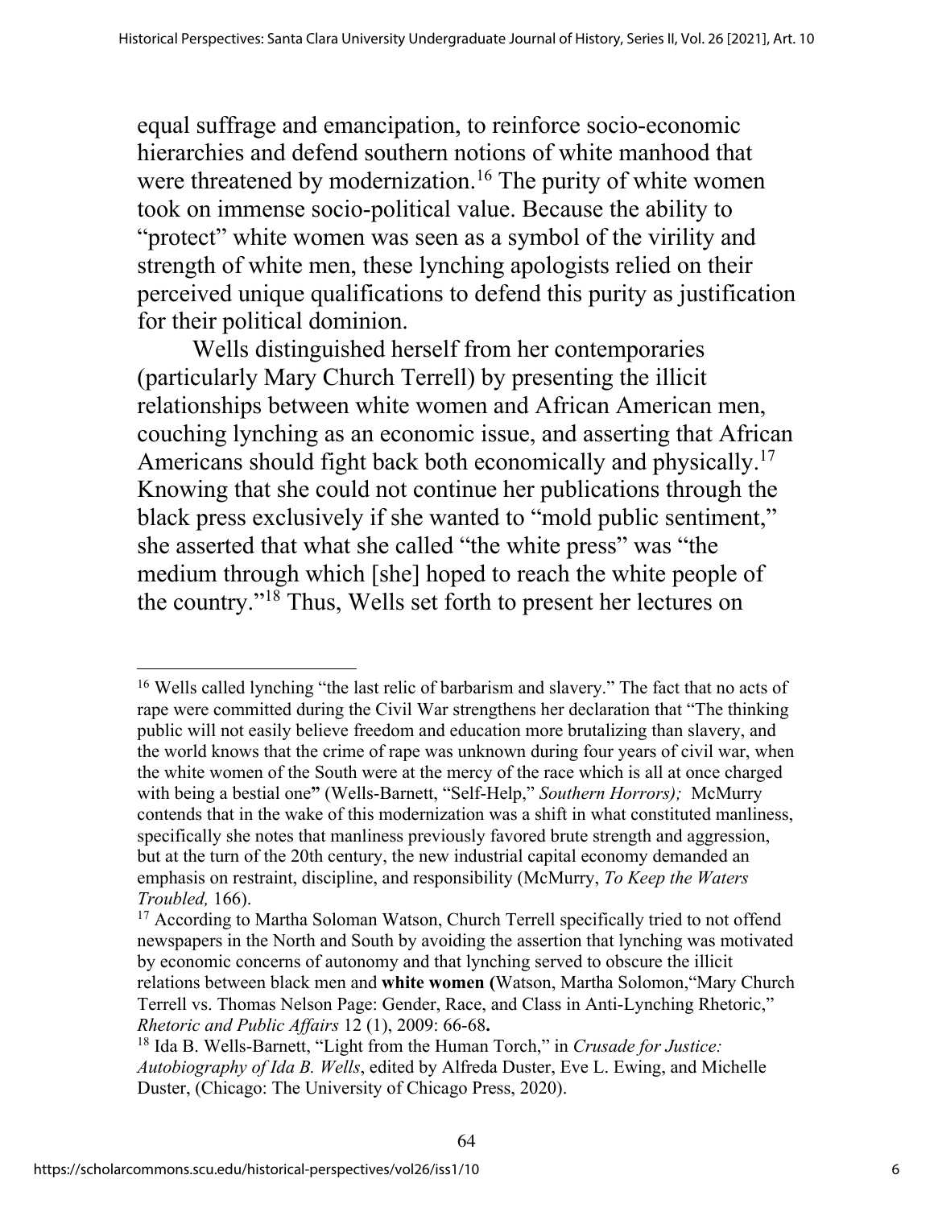equal suffrage and emancipation, to reinforce socio-economic hierarchies and defend southern notions of white manhood that were threatened by modernization.[16] The purity of white women took on immense socio-political value. Because the ability to "protect" white women was seen as a symbol of the virility and strength of white men, these lynching apologists relied on their perceived unique qualifications to defend this purity as justification for their political dominion.

Wells distinguished herself from her contemporaries (particularly Mary Church Terrell) by presenting the illicit relationships between white women and African American men, couching lynching as an economic issue, and asserting that African Americans should fight back both economically and physically.[17] Knowing that she could not continue her publications through the black press exclusively if she wanted to "mold public sentiment," she asserted that what she called "the white press" was "the medium through which [she] hoped to reach the white people of the country."[18] Thus, Wells set forth to present her lectures on

---

[16] Wells called lynching "the last relic of barbarism and slavery." The fact that no acts of rape were committed during the Civil War strengthens her declaration that "The thinking public will not easily believe freedom and education more brutalizing than slavery, and the world knows that the crime of rape was unknown during four years of civil war, when the white women of the South were at the mercy of the race which is all at once charged with being a bestial one**"** (Wells-Barnett, "Self-Help," *Southern Horrors);* McMurry contends that in the wake of this modernization was a shift in what constituted manliness, specifically she notes that manliness previously favored brute strength and aggression, but at the turn of the 20th century, the new industrial capital economy demanded an emphasis on restraint, discipline, and responsibility (McMurry, *To Keep the Waters Troubled,* 166).

[17] According to Martha Soloman Watson, Church Terrell specifically tried to not offend newspapers in the North and South by avoiding the assertion that lynching was motivated by economic concerns of autonomy and that lynching served to obscure the illicit relations between black men and **white women (**Watson, Martha Solomon,"Mary Church Terrell vs. Thomas Nelson Page: Gender, Race, and Class in Anti-Lynching Rhetoric," *Rhetoric and Public Affairs* 12 (1), 2009: 66-68**.**

[18] Ida B. Wells-Barnett, "Light from the Human Torch," in *Crusade for Justice: Autobiography of Ida B. Wells*, edited by Alfreda Duster, Eve L. Ewing, and Michelle Duster, (Chicago: The University of Chicago Press, 2020).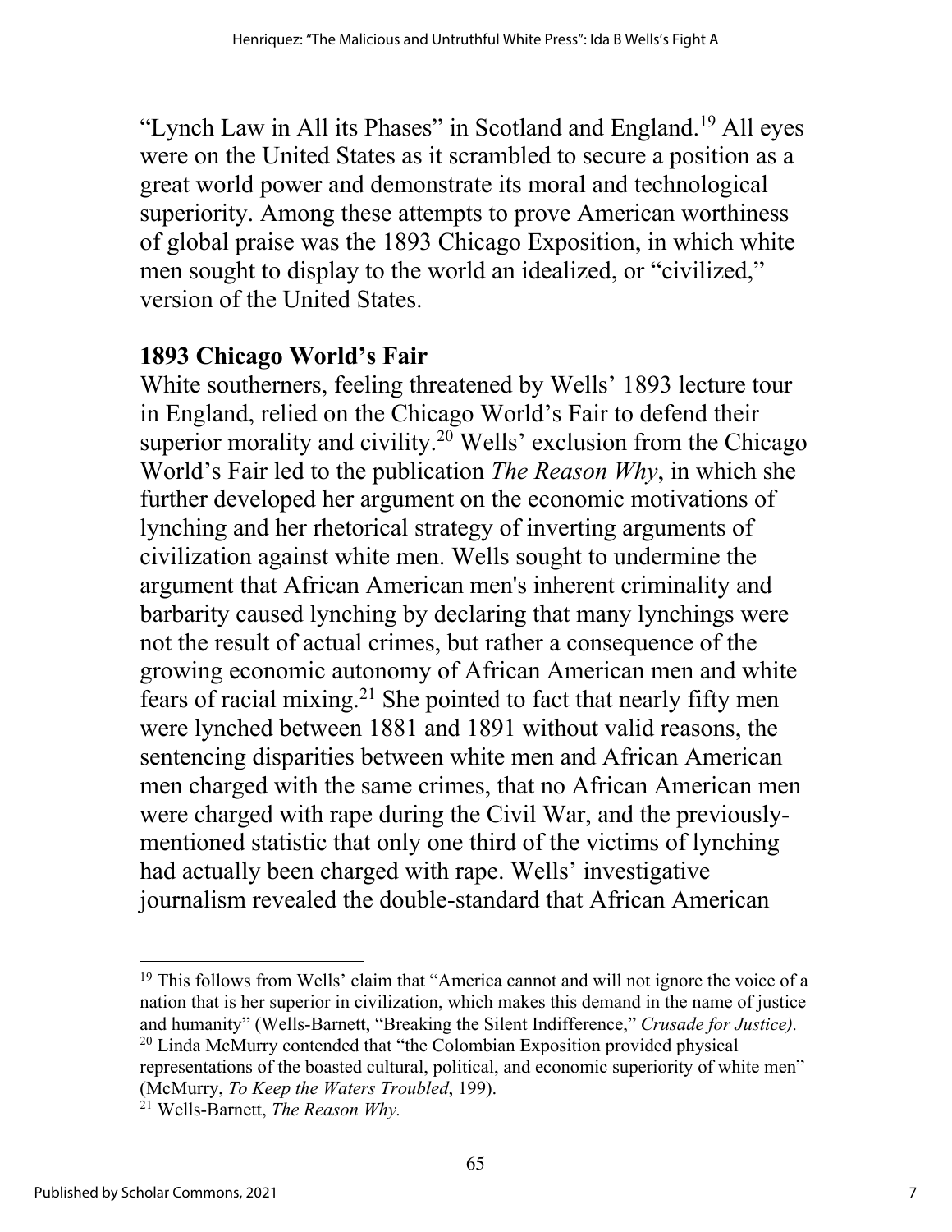"Lynch Law in All its Phases" in Scotland and England.[19] All eyes were on the United States as it scrambled to secure a position as a great world power and demonstrate its moral and technological superiority. Among these attempts to prove American worthiness of global praise was the 1893 Chicago Exposition, in which white men sought to display to the world an idealized, or "civilized," version of the United States.

## 1893 Chicago World's Fair

White southerners, feeling threatened by Wells' 1893 lecture tour in England, relied on the Chicago World's Fair to defend their superior morality and civility.[20] Wells' exclusion from the Chicago World's Fair led to the publication *The Reason Why*, in which she further developed her argument on the economic motivations of lynching and her rhetorical strategy of inverting arguments of civilization against white men. Wells sought to undermine the argument that African American men's inherent criminality and barbarity caused lynching by declaring that many lynchings were not the result of actual crimes, but rather a consequence of the growing economic autonomy of African American men and white fears of racial mixing.[21] She pointed to fact that nearly fifty men were lynched between 1881 and 1891 without valid reasons, the sentencing disparities between white men and African American men charged with the same crimes, that no African American men were charged with rape during the Civil War, and the previously-mentioned statistic that only one third of the victims of lynching had actually been charged with rape. Wells' investigative journalism revealed the double-standard that African American

---

[19] This follows from Wells' claim that "America cannot and will not ignore the voice of a nation that is her superior in civilization, which makes this demand in the name of justice and humanity" (Wells-Barnett, "Breaking the Silent Indifference," *Crusade for Justice).*

[20] Linda McMurry contended that "the Colombian Exposition provided physical representations of the boasted cultural, political, and economic superiority of white men" (McMurry, *To Keep the Waters Troubled*, 199).

[21] Wells-Barnett, *The Reason Why.*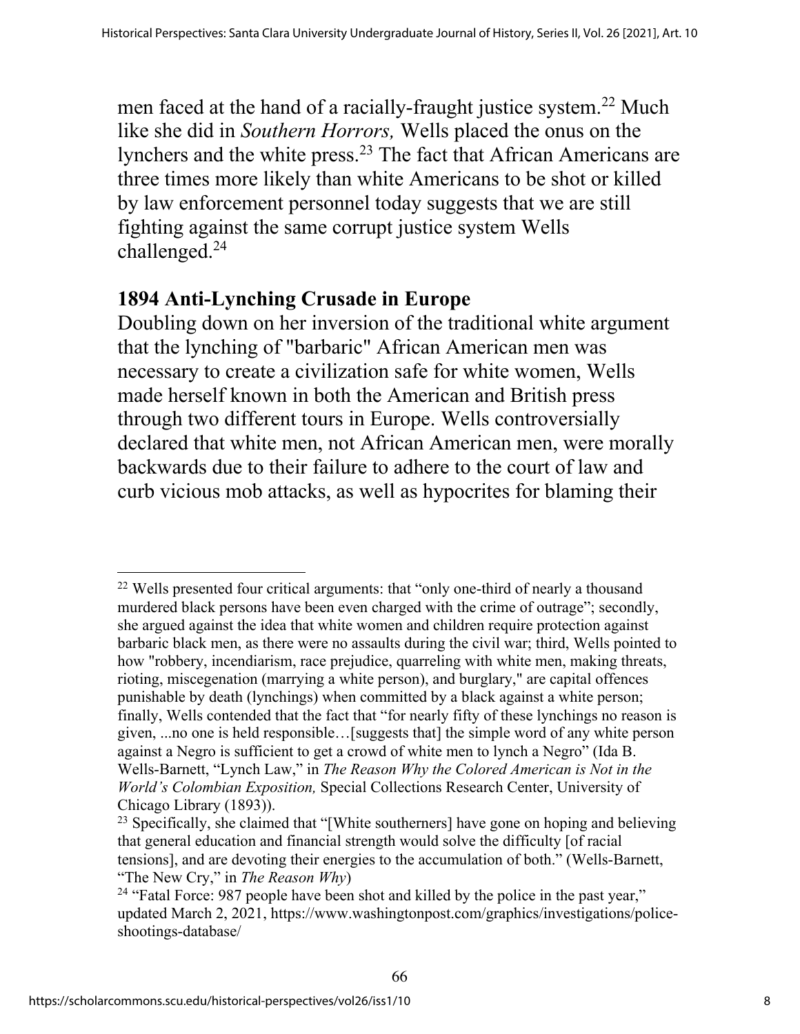men faced at the hand of a racially-fraught justice system.[22] Much like she did in *Southern Horrors,* Wells placed the onus on the lynchers and the white press.[23] The fact that African Americans are three times more likely than white Americans to be shot or killed by law enforcement personnel today suggests that we are still fighting against the same corrupt justice system Wells challenged.[24]

## 1894 Anti-Lynching Crusade in Europe

Doubling down on her inversion of the traditional white argument that the lynching of "barbaric" African American men was necessary to create a civilization safe for white women, Wells made herself known in both the American and British press through two different tours in Europe. Wells controversially declared that white men, not African American men, were morally backwards due to their failure to adhere to the court of law and curb vicious mob attacks, as well as hypocrites for blaming their

---

[22] Wells presented four critical arguments: that "only one-third of nearly a thousand murdered black persons have been even charged with the crime of outrage"; secondly, she argued against the idea that white women and children require protection against barbaric black men, as there were no assaults during the civil war; third, Wells pointed to how "robbery, incendiarism, race prejudice, quarreling with white men, making threats, rioting, miscegenation (marrying a white person), and burglary," are capital offences punishable by death (lynchings) when committed by a black against a white person; finally, Wells contended that the fact that "for nearly fifty of these lynchings no reason is given, ...no one is held responsible…[suggests that] the simple word of any white person against a Negro is sufficient to get a crowd of white men to lynch a Negro" (Ida B. Wells-Barnett, "Lynch Law," in *The Reason Why the Colored American is Not in the World's Colombian Exposition,* Special Collections Research Center, University of Chicago Library (1893)).

[23] Specifically, she claimed that "[White southerners] have gone on hoping and believing that general education and financial strength would solve the difficulty [of racial tensions], and are devoting their energies to the accumulation of both." (Wells-Barnett, "The New Cry," in *The Reason Why*)

[24] "Fatal Force: 987 people have been shot and killed by the police in the past year," updated March 2, 2021, https://www.washingtonpost.com/graphics/investigations/police-shootings-database/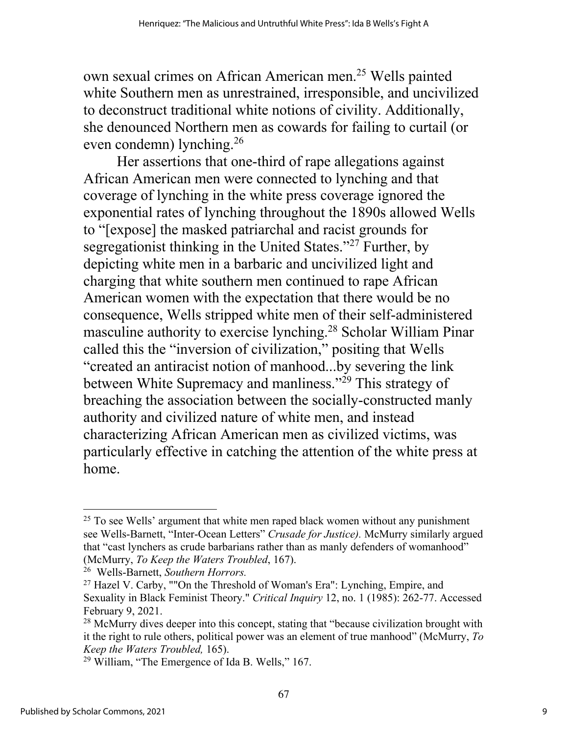own sexual crimes on African American men.[25] Wells painted white Southern men as unrestrained, irresponsible, and uncivilized to deconstruct traditional white notions of civility. Additionally, she denounced Northern men as cowards for failing to curtail (or even condemn) lynching.[26]

Her assertions that one-third of rape allegations against African American men were connected to lynching and that coverage of lynching in the white press coverage ignored the exponential rates of lynching throughout the 1890s allowed Wells to "[expose] the masked patriarchal and racist grounds for segregationist thinking in the United States."[27] Further, by depicting white men in a barbaric and uncivilized light and charging that white southern men continued to rape African American women with the expectation that there would be no consequence, Wells stripped white men of their self-administered masculine authority to exercise lynching.[28] Scholar William Pinar called this the "inversion of civilization," positing that Wells "created an antiracist notion of manhood...by severing the link between White Supremacy and manliness."[29] This strategy of breaching the association between the socially-constructed manly authority and civilized nature of white men, and instead characterizing African American men as civilized victims, was particularly effective in catching the attention of the white press at home.

---

[25] To see Wells' argument that white men raped black women without any punishment see Wells-Barnett, "Inter-Ocean Letters" *Crusade for Justice).* McMurry similarly argued that "cast lynchers as crude barbarians rather than as manly defenders of womanhood" (McMurry, *To Keep the Waters Troubled*, 167).

[26] Wells-Barnett, *Southern Horrors.*

[27] Hazel V. Carby, ""On the Threshold of Woman's Era": Lynching, Empire, and Sexuality in Black Feminist Theory." *Critical Inquiry* 12, no. 1 (1985): 262-77. Accessed February 9, 2021.

[28] McMurry dives deeper into this concept, stating that "because civilization brought with it the right to rule others, political power was an element of true manhood" (McMurry, *To Keep the Waters Troubled,* 165).

[29] William, "The Emergence of Ida B. Wells," 167.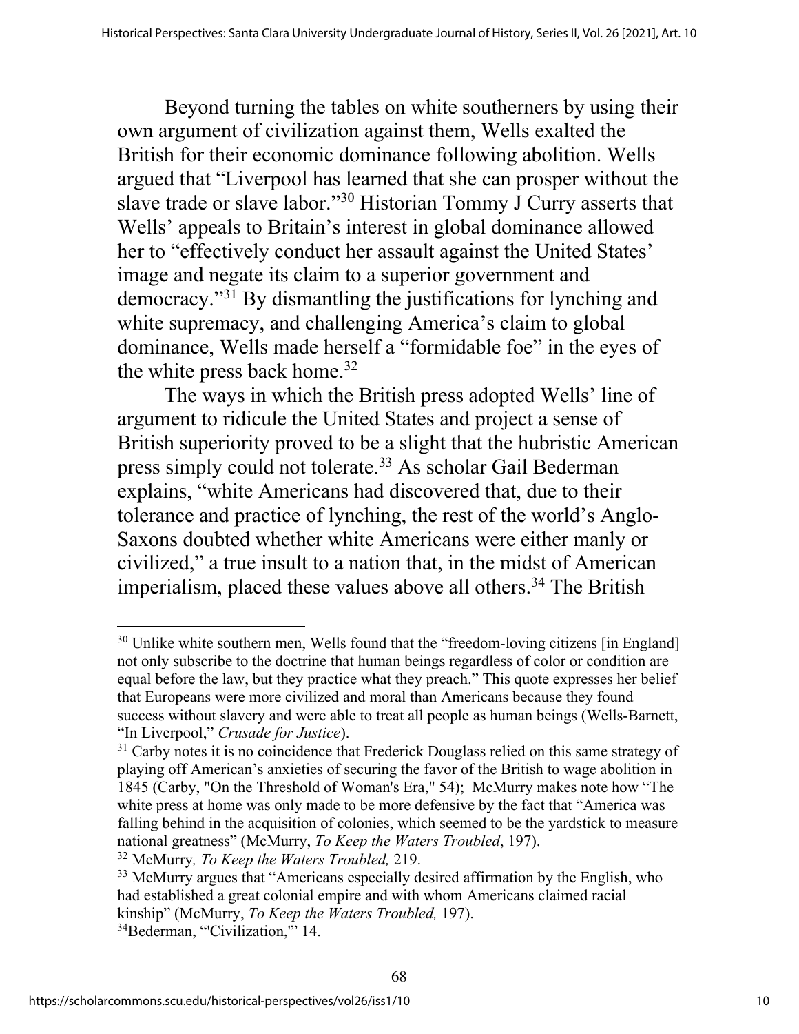Beyond turning the tables on white southerners by using their own argument of civilization against them, Wells exalted the British for their economic dominance following abolition. Wells argued that "Liverpool has learned that she can prosper without the slave trade or slave labor."[30] Historian Tommy J Curry asserts that Wells' appeals to Britain's interest in global dominance allowed her to "effectively conduct her assault against the United States' image and negate its claim to a superior government and democracy."[31] By dismantling the justifications for lynching and white supremacy, and challenging America's claim to global dominance, Wells made herself a "formidable foe" in the eyes of the white press back home.[32]

The ways in which the British press adopted Wells' line of argument to ridicule the United States and project a sense of British superiority proved to be a slight that the hubristic American press simply could not tolerate.[33] As scholar Gail Bederman explains, "white Americans had discovered that, due to their tolerance and practice of lynching, the rest of the world's Anglo-Saxons doubted whether white Americans were either manly or civilized," a true insult to a nation that, in the midst of American imperialism, placed these values above all others.[34] The British

---

[30] Unlike white southern men, Wells found that the "freedom-loving citizens [in England] not only subscribe to the doctrine that human beings regardless of color or condition are equal before the law, but they practice what they preach." This quote expresses her belief that Europeans were more civilized and moral than Americans because they found success without slavery and were able to treat all people as human beings (Wells-Barnett, "In Liverpool," *Crusade for Justice*).

[31] Carby notes it is no coincidence that Frederick Douglass relied on this same strategy of playing off American's anxieties of securing the favor of the British to wage abolition in 1845 (Carby, "On the Threshold of Woman's Era," 54); McMurry makes note how "The white press at home was only made to be more defensive by the fact that "America was falling behind in the acquisition of colonies, which seemed to be the yardstick to measure national greatness" (McMurry, *To Keep the Waters Troubled*, 197).

[32] McMurry*, To Keep the Waters Troubled,* 219.

[33] McMurry argues that "Americans especially desired affirmation by the English, who had established a great colonial empire and with whom Americans claimed racial kinship" (McMurry, *To Keep the Waters Troubled,* 197).

[34] Bederman, "'Civilization,'" 14.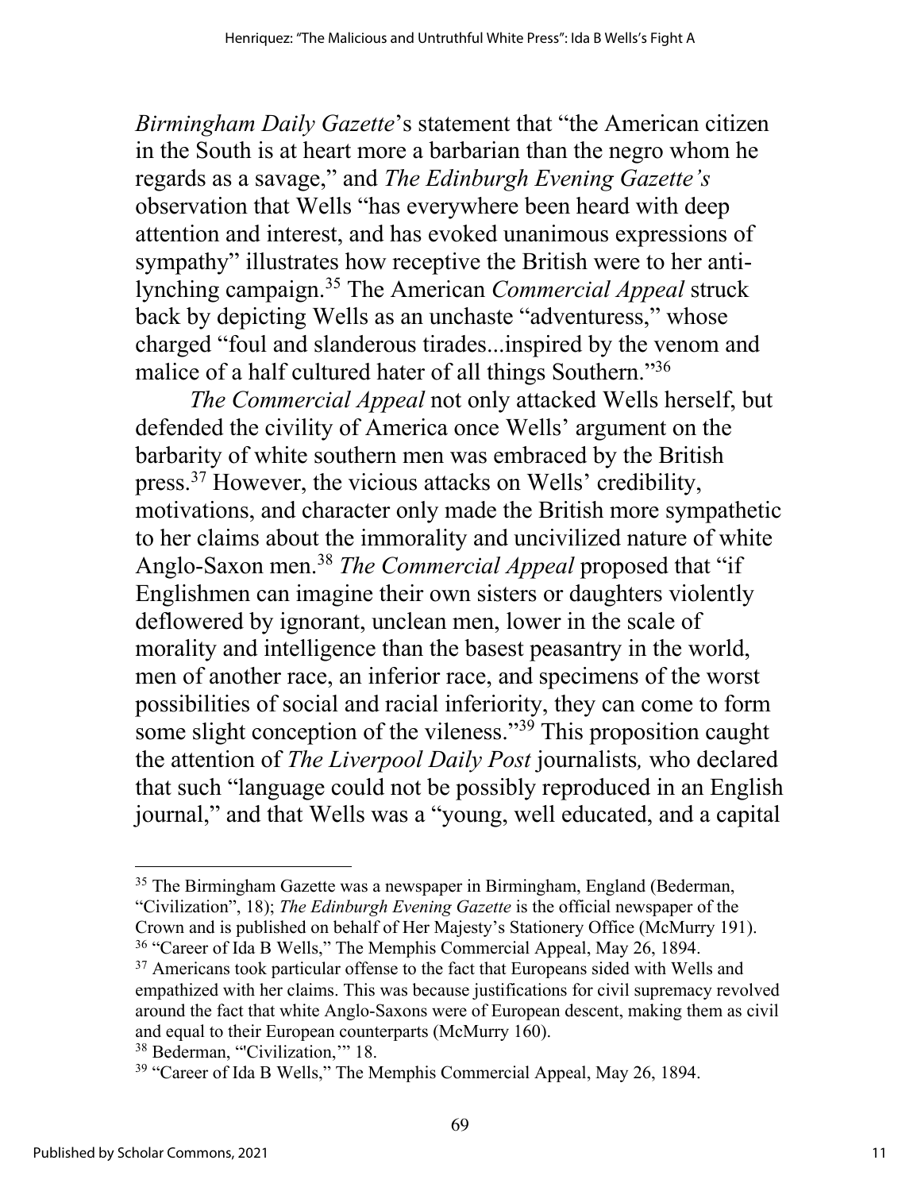*Birmingham Daily Gazette*'s statement that "the American citizen in the South is at heart more a barbarian than the negro whom he regards as a savage," and *The Edinburgh Evening Gazette's* observation that Wells "has everywhere been heard with deep attention and interest, and has evoked unanimous expressions of sympathy" illustrates how receptive the British were to her anti-lynching campaign.[35] The American *Commercial Appeal* struck back by depicting Wells as an unchaste "adventuress," whose charged "foul and slanderous tirades...inspired by the venom and malice of a half cultured hater of all things Southern."[36]

*The Commercial Appeal* not only attacked Wells herself, but defended the civility of America once Wells' argument on the barbarity of white southern men was embraced by the British press.[37] However, the vicious attacks on Wells' credibility, motivations, and character only made the British more sympathetic to her claims about the immorality and uncivilized nature of white Anglo-Saxon men.[38] *The Commercial Appeal* proposed that "if Englishmen can imagine their own sisters or daughters violently deflowered by ignorant, unclean men, lower in the scale of morality and intelligence than the basest peasantry in the world, men of another race, an inferior race, and specimens of the worst possibilities of social and racial inferiority, they can come to form some slight conception of the vileness."[39] This proposition caught the attention of *The Liverpool Daily Post* journalists*,* who declared that such "language could not be possibly reproduced in an English journal," and that Wells was a "young, well educated, and a capital

---

[35] The Birmingham Gazette was a newspaper in Birmingham, England (Bederman, "Civilization", 18); *The Edinburgh Evening Gazette* is the official newspaper of the Crown and is published on behalf of Her Majesty's Stationery Office (McMurry 191).

[36] "Career of Ida B Wells," The Memphis Commercial Appeal, May 26, 1894.

[37] Americans took particular offense to the fact that Europeans sided with Wells and empathized with her claims. This was because justifications for civil supremacy revolved around the fact that white Anglo-Saxons were of European descent, making them as civil and equal to their European counterparts (McMurry 160).

[38] Bederman, "'Civilization,'" 18.

[39] "Career of Ida B Wells," The Memphis Commercial Appeal, May 26, 1894.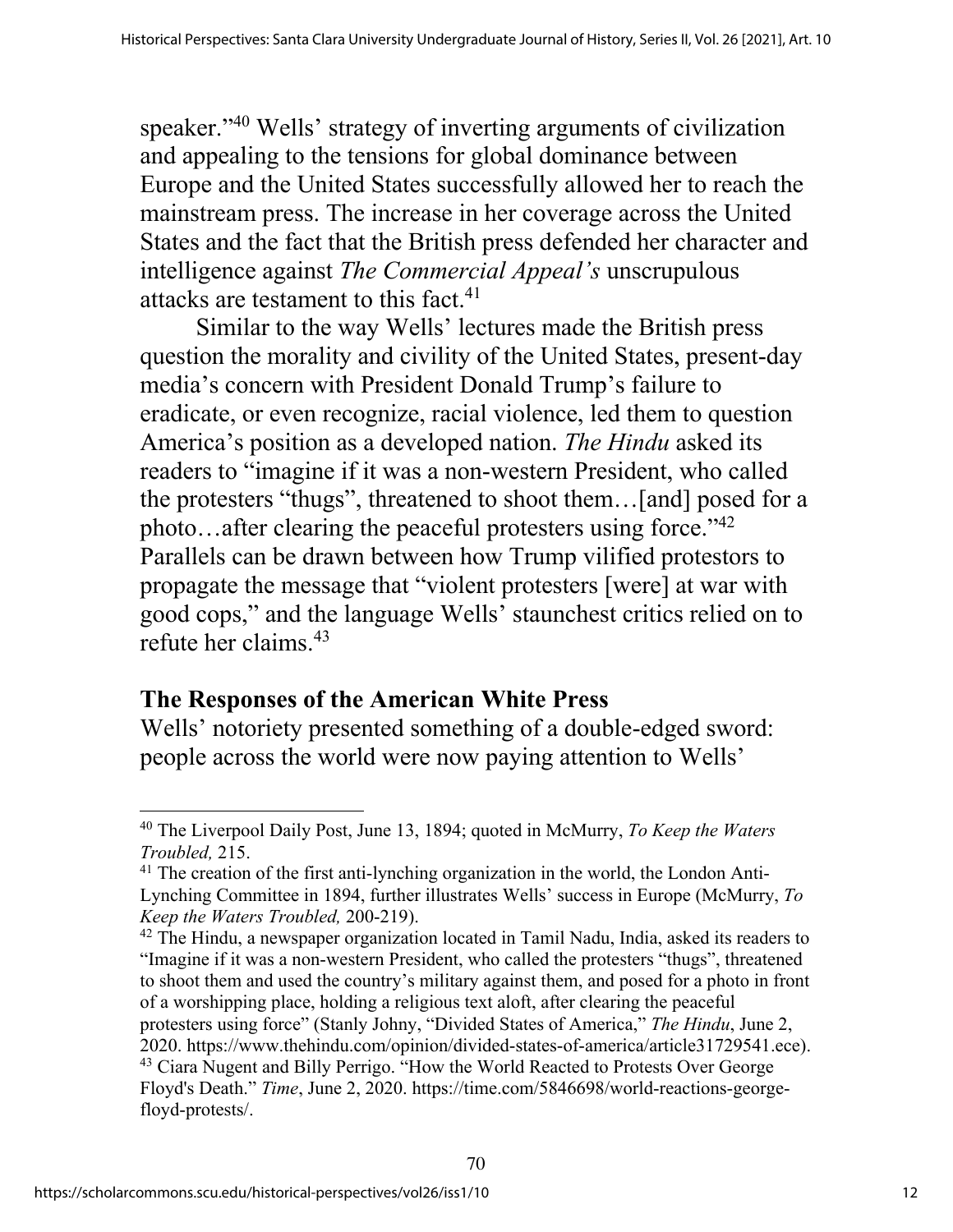speaker."[40] Wells' strategy of inverting arguments of civilization and appealing to the tensions for global dominance between Europe and the United States successfully allowed her to reach the mainstream press. The increase in her coverage across the United States and the fact that the British press defended her character and intelligence against *The Commercial Appeal's* unscrupulous attacks are testament to this fact.[41]

Similar to the way Wells' lectures made the British press question the morality and civility of the United States, present-day media's concern with President Donald Trump's failure to eradicate, or even recognize, racial violence, led them to question America's position as a developed nation. *The Hindu* asked its readers to "imagine if it was a non-western President, who called the protesters "thugs", threatened to shoot them…[and] posed for a photo…after clearing the peaceful protesters using force."[42] Parallels can be drawn between how Trump vilified protestors to propagate the message that "violent protesters [were] at war with good cops," and the language Wells' staunchest critics relied on to refute her claims.[43]

## The Responses of the American White Press

Wells' notoriety presented something of a double-edged sword: people across the world were now paying attention to Wells'

---

[40] The Liverpool Daily Post, June 13, 1894; quoted in McMurry, *To Keep the Waters Troubled,* 215.

[41] The creation of the first anti-lynching organization in the world, the London Anti-Lynching Committee in 1894, further illustrates Wells' success in Europe (McMurry, *To Keep the Waters Troubled,* 200-219).

[42] The Hindu, a newspaper organization located in Tamil Nadu, India, asked its readers to "Imagine if it was a non-western President, who called the protesters "thugs", threatened to shoot them and used the country's military against them, and posed for a photo in front of a worshipping place, holding a religious text aloft, after clearing the peaceful protesters using force" (Stanly Johny, "Divided States of America," *The Hindu*, June 2, 2020. https://www.thehindu.com/opinion/divided-states-of-america/article31729541.ece).

[43] Ciara Nugent and Billy Perrigo. "How the World Reacted to Protests Over George Floyd's Death." *Time*, June 2, 2020. https://time.com/5846698/world-reactions-george-floyd-protests/.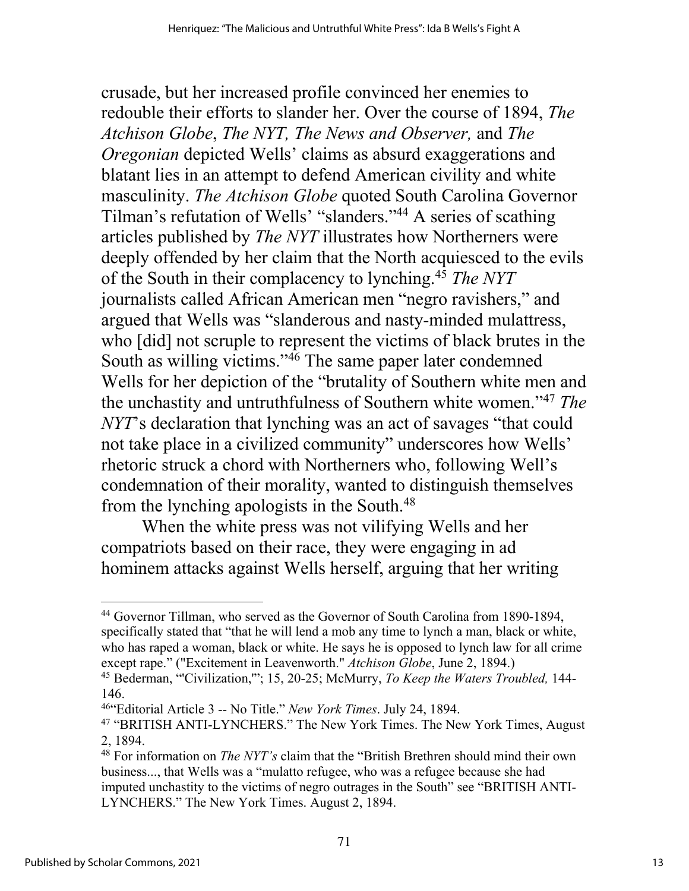crusade, but her increased profile convinced her enemies to redouble their efforts to slander her. Over the course of 1894, *The Atchison Globe*, *The NYT, The News and Observer,* and *The Oregonian* depicted Wells' claims as absurd exaggerations and blatant lies in an attempt to defend American civility and white masculinity. *The Atchison Globe* quoted South Carolina Governor Tilman's refutation of Wells' "slanders."[44] A series of scathing articles published by *The NYT* illustrates how Northerners were deeply offended by her claim that the North acquiesced to the evils of the South in their complacency to lynching.[45] *The NYT* journalists called African American men "negro ravishers," and argued that Wells was "slanderous and nasty-minded mulattress, who [did] not scruple to represent the victims of black brutes in the South as willing victims."[46] The same paper later condemned Wells for her depiction of the "brutality of Southern white men and the unchastity and untruthfulness of Southern white women."[47] *The NYT*'s declaration that lynching was an act of savages "that could not take place in a civilized community" underscores how Wells' rhetoric struck a chord with Northerners who, following Well's condemnation of their morality, wanted to distinguish themselves from the lynching apologists in the South.[48]

When the white press was not vilifying Wells and her compatriots based on their race, they were engaging in ad hominem attacks against Wells herself, arguing that her writing

---

[44] Governor Tillman, who served as the Governor of South Carolina from 1890-1894, specifically stated that "that he will lend a mob any time to lynch a man, black or white, who has raped a woman, black or white. He says he is opposed to lynch law for all crime except rape." ("Excitement in Leavenworth." *Atchison Globe*, June 2, 1894.)

[45] Bederman, "'Civilization,'"; 15, 20-25; McMurry, *To Keep the Waters Troubled,* 144-146.

[46] "Editorial Article 3 -- No Title." *New York Times*. July 24, 1894.

[47] "BRITISH ANTI-LYNCHERS." The New York Times. The New York Times, August 2, 1894.

[48] For information on *The NYT's* claim that the "British Brethren should mind their own business..., that Wells was a "mulatto refugee, who was a refugee because she had imputed unchastity to the victims of negro outrages in the South" see "BRITISH ANTI-LYNCHERS." The New York Times. August 2, 1894.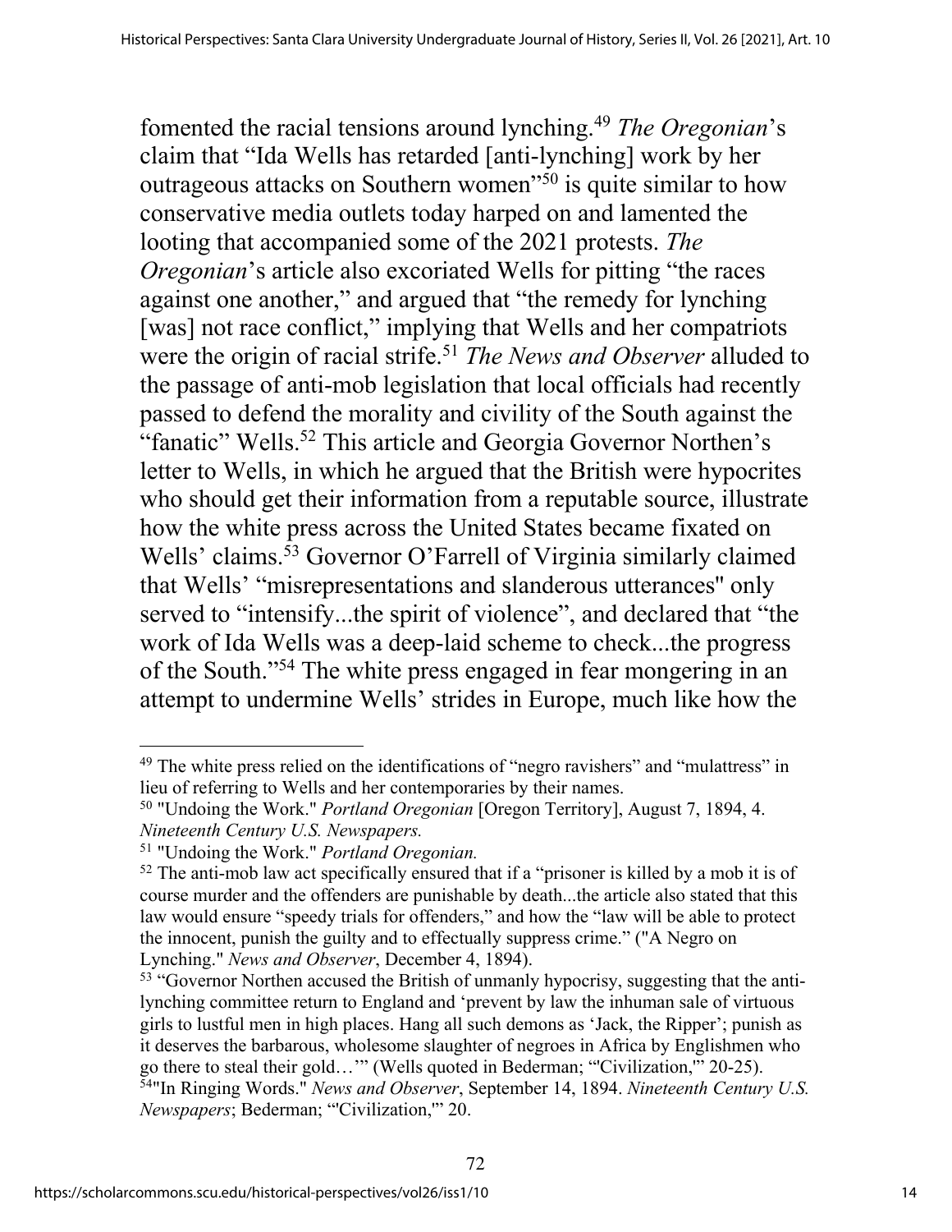fomented the racial tensions around lynching.[49] *The Oregonian*'s claim that "Ida Wells has retarded [anti-lynching] work by her outrageous attacks on Southern women"[50] is quite similar to how conservative media outlets today harped on and lamented the looting that accompanied some of the 2021 protests. *The Oregonian*'s article also excoriated Wells for pitting "the races against one another," and argued that "the remedy for lynching [was] not race conflict," implying that Wells and her compatriots were the origin of racial strife.[51] *The News and Observer* alluded to the passage of anti-mob legislation that local officials had recently passed to defend the morality and civility of the South against the "fanatic" Wells.[52] This article and Georgia Governor Northen's letter to Wells, in which he argued that the British were hypocrites who should get their information from a reputable source, illustrate how the white press across the United States became fixated on Wells' claims.[53] Governor O'Farrell of Virginia similarly claimed that Wells' "misrepresentations and slanderous utterances" only served to "intensify...the spirit of violence", and declared that "the work of Ida Wells was a deep-laid scheme to check...the progress of the South."[54] The white press engaged in fear mongering in an attempt to undermine Wells' strides in Europe, much like how the

---

[49] The white press relied on the identifications of "negro ravishers" and "mulattress" in lieu of referring to Wells and her contemporaries by their names.

[50] "Undoing the Work." *Portland Oregonian* [Oregon Territory], August 7, 1894, 4. *Nineteenth Century U.S. Newspapers.*

[51] "Undoing the Work." *Portland Oregonian.*

[52] The anti-mob law act specifically ensured that if a "prisoner is killed by a mob it is of course murder and the offenders are punishable by death...the article also stated that this law would ensure "speedy trials for offenders," and how the "law will be able to protect the innocent, punish the guilty and to effectually suppress crime." ("A Negro on Lynching." *News and Observer*, December 4, 1894).

[53] "Governor Northen accused the British of unmanly hypocrisy, suggesting that the anti-lynching committee return to England and 'prevent by law the inhuman sale of virtuous girls to lustful men in high places. Hang all such demons as 'Jack, the Ripper'; punish as it deserves the barbarous, wholesome slaughter of negroes in Africa by Englishmen who go there to steal their gold…'" (Wells quoted in Bederman; "'Civilization,'" 20-25).

[54] "In Ringing Words." *News and Observer*, September 14, 1894. *Nineteenth Century U.S. Newspapers*; Bederman; "'Civilization,'" 20.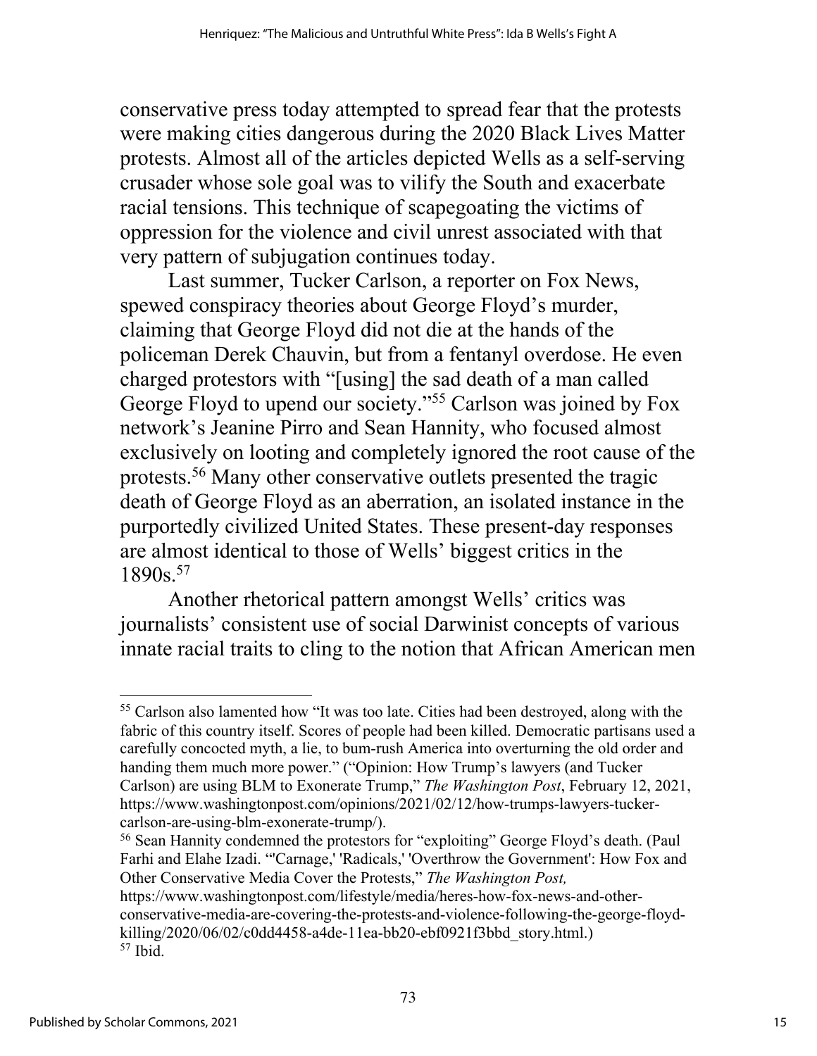conservative press today attempted to spread fear that the protests were making cities dangerous during the 2020 Black Lives Matter protests. Almost all of the articles depicted Wells as a self-serving crusader whose sole goal was to vilify the South and exacerbate racial tensions. This technique of scapegoating the victims of oppression for the violence and civil unrest associated with that very pattern of subjugation continues today.

Last summer, Tucker Carlson, a reporter on Fox News, spewed conspiracy theories about George Floyd's murder, claiming that George Floyd did not die at the hands of the policeman Derek Chauvin, but from a fentanyl overdose. He even charged protestors with "[using] the sad death of a man called George Floyd to upend our society."[55] Carlson was joined by Fox network's Jeanine Pirro and Sean Hannity, who focused almost exclusively on looting and completely ignored the root cause of the protests.[56] Many other conservative outlets presented the tragic death of George Floyd as an aberration, an isolated instance in the purportedly civilized United States. These present-day responses are almost identical to those of Wells' biggest critics in the 1890s.[57]

Another rhetorical pattern amongst Wells' critics was journalists' consistent use of social Darwinist concepts of various innate racial traits to cling to the notion that African American men

---

[55] Carlson also lamented how "It was too late. Cities had been destroyed, along with the fabric of this country itself. Scores of people had been killed. Democratic partisans used a carefully concocted myth, a lie, to bum-rush America into overturning the old order and handing them much more power." ("Opinion: How Trump's lawyers (and Tucker Carlson) are using BLM to Exonerate Trump," *The Washington Post*, February 12, 2021, https://www.washingtonpost.com/opinions/2021/02/12/how-trumps-lawyers-tucker-carlson-are-using-blm-exonerate-trump/).

[56] Sean Hannity condemned the protestors for "exploiting" George Floyd's death. (Paul Farhi and Elahe Izadi. "'Carnage,' 'Radicals,' 'Overthrow the Government': How Fox and Other Conservative Media Cover the Protests," *The Washington Post*, https://www.washingtonpost.com/lifestyle/media/heres-how-fox-news-and-other-conservative-media-are-covering-the-protests-and-violence-following-the-george-floyd-killing/2020/06/02/c0dd4458-a4de-11ea-bb20-ebf0921f3bbd_story.html.)

[57] Ibid.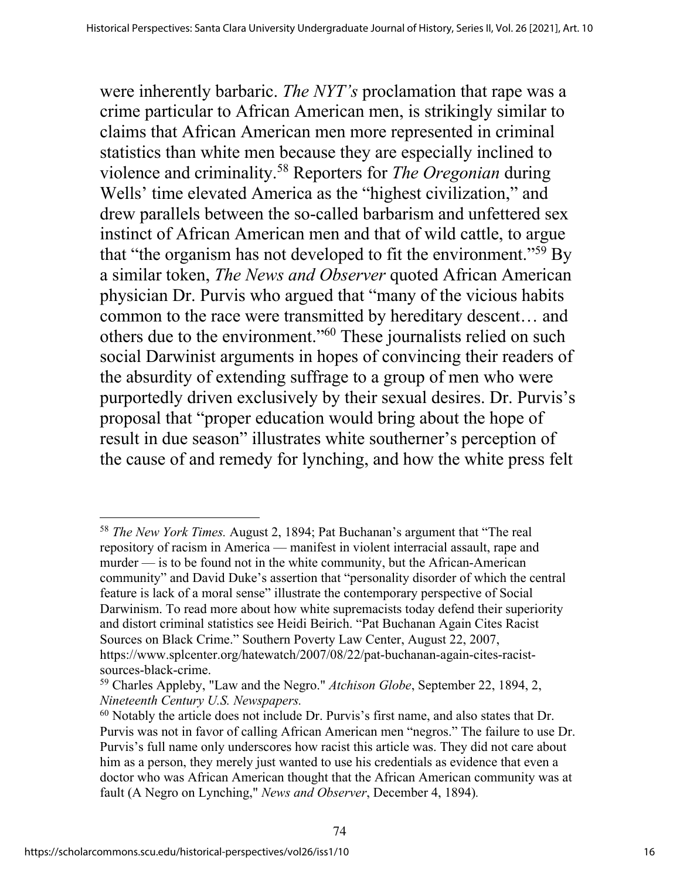were inherently barbaric. *The NYT's* proclamation that rape was a crime particular to African American men, is strikingly similar to claims that African American men more represented in criminal statistics than white men because they are especially inclined to violence and criminality.[58] Reporters for *The Oregonian* during Wells' time elevated America as the "highest civilization," and drew parallels between the so-called barbarism and unfettered sex instinct of African American men and that of wild cattle, to argue that "the organism has not developed to fit the environment."[59] By a similar token, *The News and Observer* quoted African American physician Dr. Purvis who argued that "many of the vicious habits common to the race were transmitted by hereditary descent… and others due to the environment."[60] These journalists relied on such social Darwinist arguments in hopes of convincing their readers of the absurdity of extending suffrage to a group of men who were purportedly driven exclusively by their sexual desires. Dr. Purvis's proposal that "proper education would bring about the hope of result in due season" illustrates white southerner's perception of the cause of and remedy for lynching, and how the white press felt

---

[58] *The New York Times.* August 2, 1894; Pat Buchanan's argument that "The real repository of racism in America — manifest in violent interracial assault, rape and murder — is to be found not in the white community, but the African-American community" and David Duke's assertion that "personality disorder of which the central feature is lack of a moral sense" illustrate the contemporary perspective of Social Darwinism. To read more about how white supremacists today defend their superiority and distort criminal statistics see Heidi Beirich. "Pat Buchanan Again Cites Racist Sources on Black Crime." Southern Poverty Law Center, August 22, 2007, https://www.splcenter.org/hatewatch/2007/08/22/pat-buchanan-again-cites-racist-sources-black-crime.

[59] Charles Appleby, "Law and the Negro." *Atchison Globe*, September 22, 1894, 2, *Nineteenth Century U.S. Newspapers.*

[60] Notably the article does not include Dr. Purvis's first name, and also states that Dr. Purvis was not in favor of calling African American men "negros." The failure to use Dr. Purvis's full name only underscores how racist this article was. They did not care about him as a person, they merely just wanted to use his credentials as evidence that even a doctor who was African American thought that the African American community was at fault (A Negro on Lynching," *News and Observer*, December 4, 1894).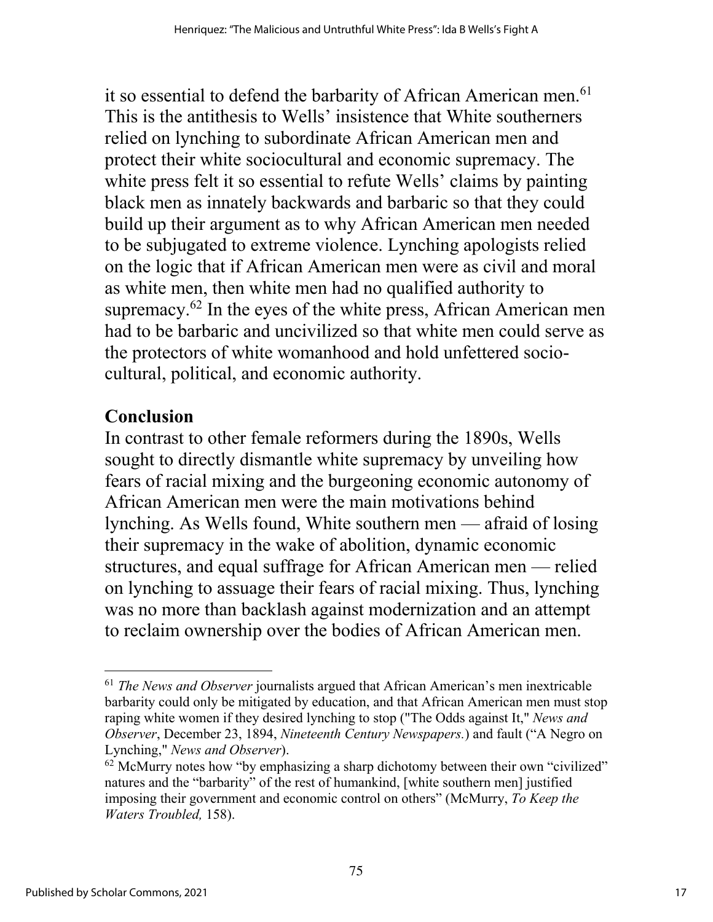it so essential to defend the barbarity of African American men.[61] This is the antithesis to Wells' insistence that White southerners relied on lynching to subordinate African American men and protect their white sociocultural and economic supremacy. The white press felt it so essential to refute Wells' claims by painting black men as innately backwards and barbaric so that they could build up their argument as to why African American men needed to be subjugated to extreme violence. Lynching apologists relied on the logic that if African American men were as civil and moral as white men, then white men had no qualified authority to supremacy.[62] In the eyes of the white press, African American men had to be barbaric and uncivilized so that white men could serve as the protectors of white womanhood and hold unfettered socio-cultural, political, and economic authority.

## Conclusion

In contrast to other female reformers during the 1890s, Wells sought to directly dismantle white supremacy by unveiling how fears of racial mixing and the burgeoning economic autonomy of African American men were the main motivations behind lynching. As Wells found, White southern men — afraid of losing their supremacy in the wake of abolition, dynamic economic structures, and equal suffrage for African American men — relied on lynching to assuage their fears of racial mixing. Thus, lynching was no more than backlash against modernization and an attempt to reclaim ownership over the bodies of African American men.

---

[61] *The News and Observer* journalists argued that African American's men inextricable barbarity could only be mitigated by education, and that African American men must stop raping white women if they desired lynching to stop ("The Odds against It," *News and Observer*, December 23, 1894, *Nineteenth Century Newspapers.*) and fault ("A Negro on Lynching," *News and Observer*).

[62] McMurry notes how "by emphasizing a sharp dichotomy between their own "civilized" natures and the "barbarity" of the rest of humankind, [white southern men] justified imposing their government and economic control on others" (McMurry, *To Keep the Waters Troubled,* 158).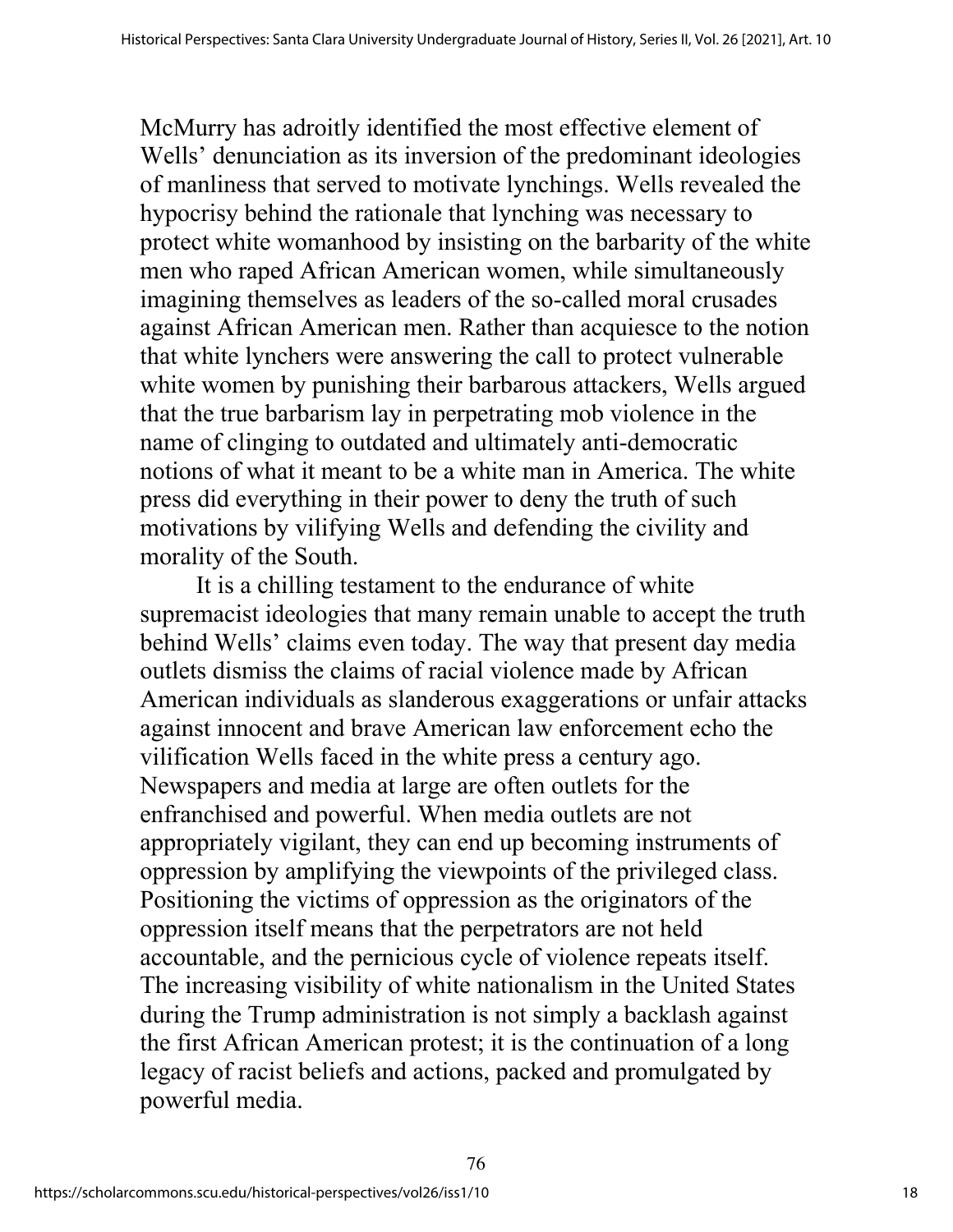McMurry has adroitly identified the most effective element of Wells' denunciation as its inversion of the predominant ideologies of manliness that served to motivate lynchings. Wells revealed the hypocrisy behind the rationale that lynching was necessary to protect white womanhood by insisting on the barbarity of the white men who raped African American women, while simultaneously imagining themselves as leaders of the so-called moral crusades against African American men. Rather than acquiesce to the notion that white lynchers were answering the call to protect vulnerable white women by punishing their barbarous attackers, Wells argued that the true barbarism lay in perpetrating mob violence in the name of clinging to outdated and ultimately anti-democratic notions of what it meant to be a white man in America. The white press did everything in their power to deny the truth of such motivations by vilifying Wells and defending the civility and morality of the South.

It is a chilling testament to the endurance of white supremacist ideologies that many remain unable to accept the truth behind Wells' claims even today. The way that present day media outlets dismiss the claims of racial violence made by African American individuals as slanderous exaggerations or unfair attacks against innocent and brave American law enforcement echo the vilification Wells faced in the white press a century ago. Newspapers and media at large are often outlets for the enfranchised and powerful. When media outlets are not appropriately vigilant, they can end up becoming instruments of oppression by amplifying the viewpoints of the privileged class. Positioning the victims of oppression as the originators of the oppression itself means that the perpetrators are not held accountable, and the pernicious cycle of violence repeats itself. The increasing visibility of white nationalism in the United States during the Trump administration is not simply a backlash against the first African American protest; it is the continuation of a long legacy of racist beliefs and actions, packed and promulgated by powerful media.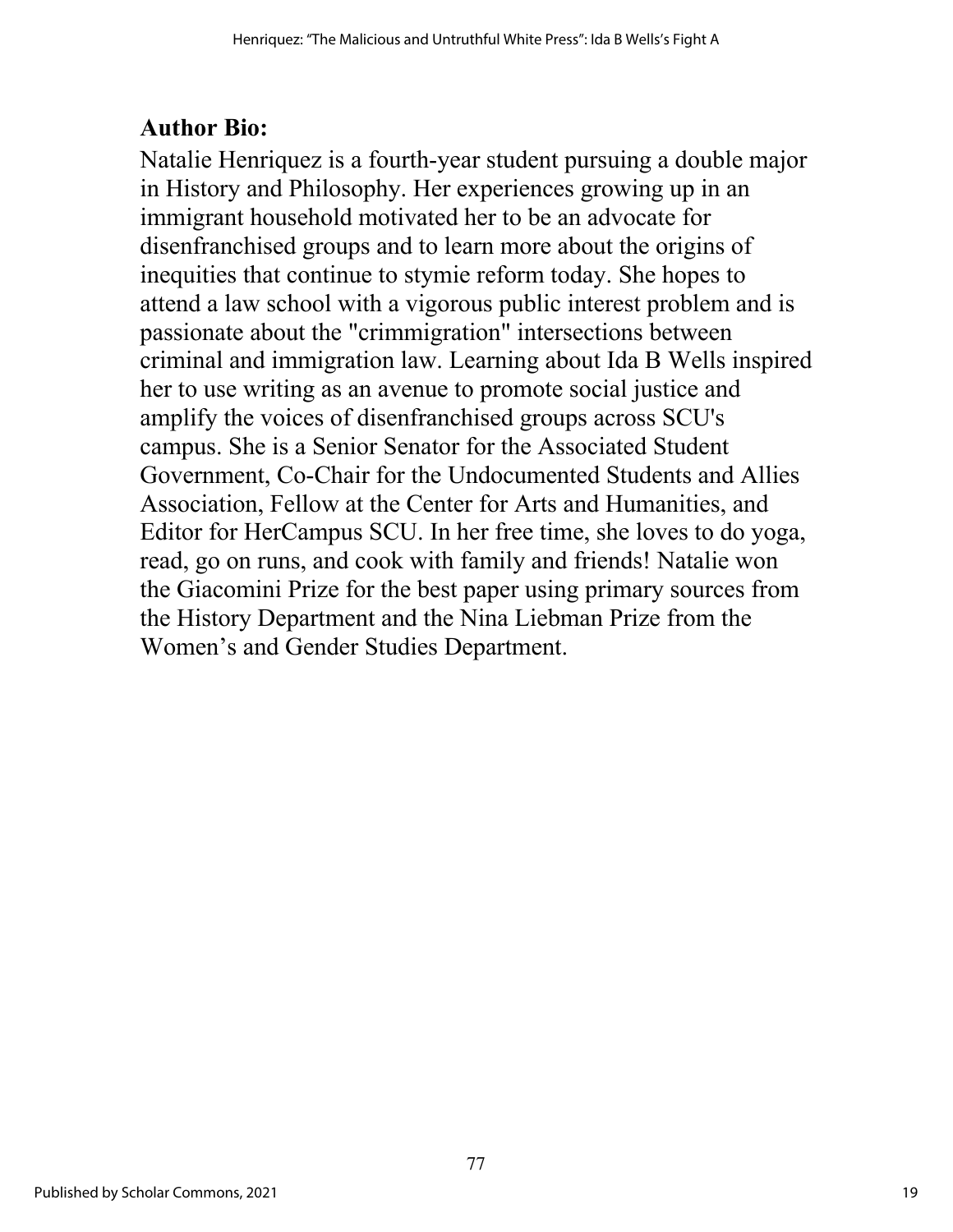## Author Bio:

Natalie Henriquez is a fourth-year student pursuing a double major in History and Philosophy. Her experiences growing up in an immigrant household motivated her to be an advocate for disenfranchised groups and to learn more about the origins of inequities that continue to stymie reform today. She hopes to attend a law school with a vigorous public interest problem and is passionate about the "crimmigration" intersections between criminal and immigration law. Learning about Ida B Wells inspired her to use writing as an avenue to promote social justice and amplify the voices of disenfranchised groups across SCU's campus. She is a Senior Senator for the Associated Student Government, Co-Chair for the Undocumented Students and Allies Association, Fellow at the Center for Arts and Humanities, and Editor for HerCampus SCU. In her free time, she loves to do yoga, read, go on runs, and cook with family and friends! Natalie won the Giacomini Prize for the best paper using primary sources from the History Department and the Nina Liebman Prize from the Women's and Gender Studies Department.